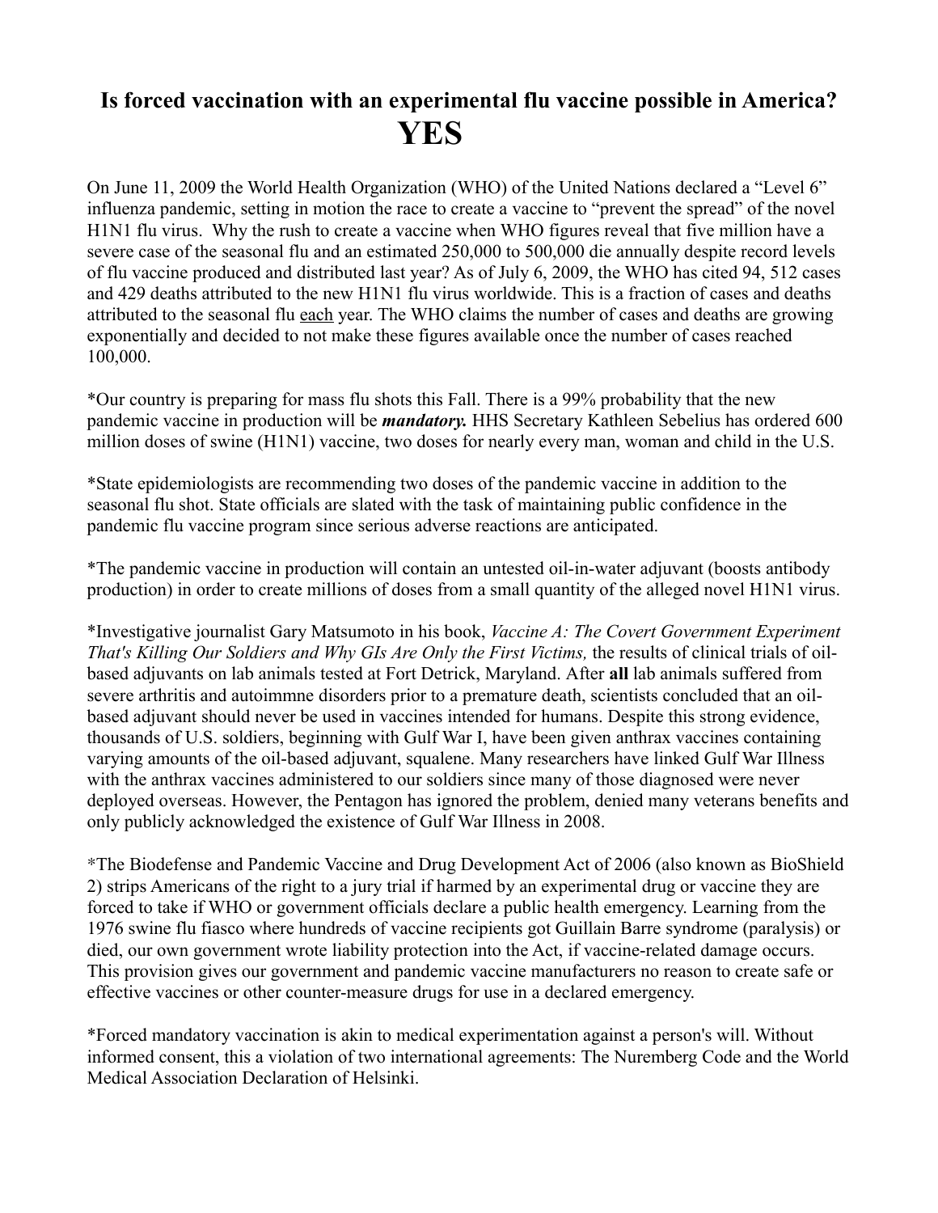# Is forced vaccination with an experimental flu vaccine possible in America? YES

On June 11, 2009 the World Health Organization (WHO) of the United Nations declared a "Level 6" influenza pandemic, setting in motion the race to create a vaccine to "prevent the spread" of the novel H1N1 flu virus. Why the rush to create a vaccine when WHO figures reveal that five million have a severe case of the seasonal flu and an estimated 250,000 to 500,000 die annually despite record levels of flu vaccine produced and distributed last year? As of July 6, 2009, the WHO has cited 94, 512 cases and 429 deaths attributed to the new H1N1 flu virus worldwide. This is a fraction of cases and deaths attributed to the seasonal flu <u>each</u> year. The WHO claims the number of cases and deaths are growing exponentially and decided to not make these figures available once the number of cases reached 100,000.

*Our country is preparing for mass flu shots this Fall. There is a 99% probability that the new pandemic vaccine in production will be ***mandatory.*** HHS Secretary Kathleen Sebelius has ordered 600 million doses of swine (H1N1) vaccine, two doses for nearly every man, woman and child in the U.S.

*State epidemiologists are recommending two doses of the pandemic vaccine in addition to the seasonal flu shot. State officials are slated with the task of maintaining public confidence in the pandemic flu vaccine program since serious adverse reactions are anticipated.

*The pandemic vaccine in production will contain an untested oil-in-water adjuvant (boosts antibody production) in order to create millions of doses from a small quantity of the alleged novel H1N1 virus.

*Investigative journalist Gary Matsumoto in his book, *Vaccine A: The Covert Government Experiment That's Killing Our Soldiers and Why GIs Are Only the First Victims,* the results of clinical trials of oil-based adjuvants on lab animals tested at Fort Detrick, Maryland. After **all** lab animals suffered from severe arthritis and autoimmne disorders prior to a premature death, scientists concluded that an oil-based adjuvant should never be used in vaccines intended for humans. Despite this strong evidence, thousands of U.S. soldiers, beginning with Gulf War I, have been given anthrax vaccines containing varying amounts of the oil-based adjuvant, squalene. Many researchers have linked Gulf War Illness with the anthrax vaccines administered to our soldiers since many of those diagnosed were never deployed overseas. However, the Pentagon has ignored the problem, denied many veterans benefits and only publicly acknowledged the existence of Gulf War Illness in 2008.

*The Biodefense and Pandemic Vaccine and Drug Development Act of 2006 (also known as BioShield 2) strips Americans of the right to a jury trial if harmed by an experimental drug or vaccine they are forced to take if WHO or government officials declare a public health emergency. Learning from the 1976 swine flu fiasco where hundreds of vaccine recipients got Guillain Barre syndrome (paralysis) or died, our own government wrote liability protection into the Act, if vaccine-related damage occurs. This provision gives our government and pandemic vaccine manufacturers no reason to create safe or effective vaccines or other counter-measure drugs for use in a declared emergency.

*Forced mandatory vaccination is akin to medical experimentation against a person's will. Without informed consent, this a violation of two international agreements: The Nuremberg Code and the World Medical Association Declaration of Helsinki.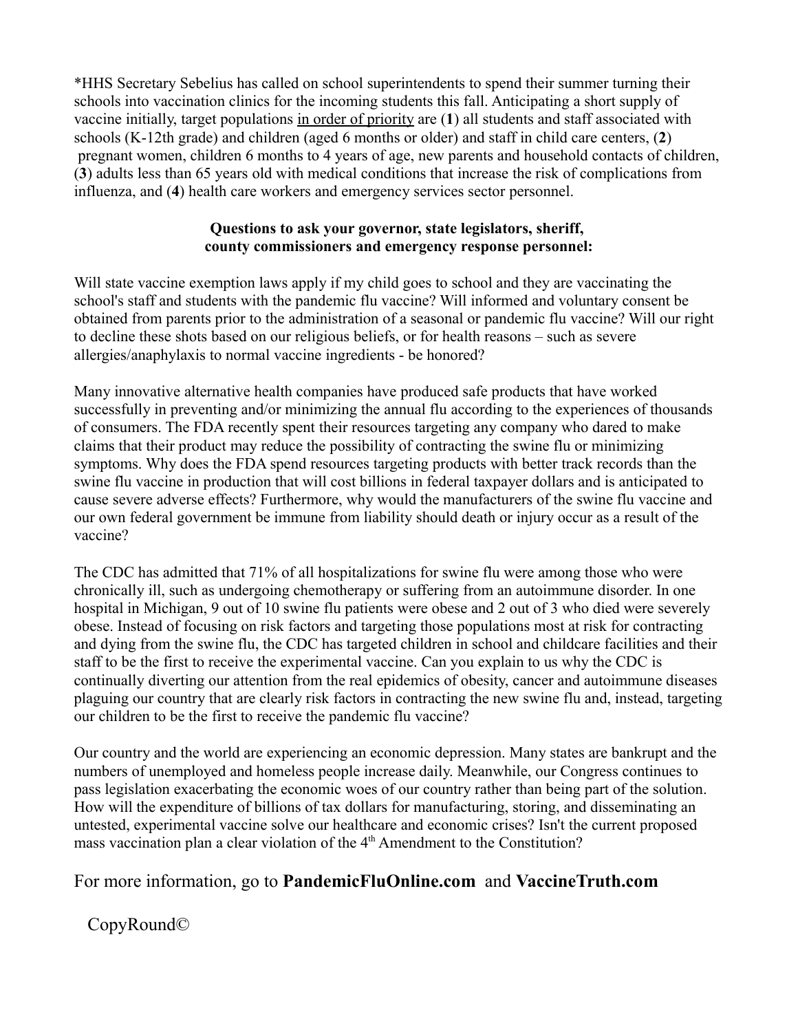*HHS Secretary Sebelius has called on school superintendents to spend their summer turning their schools into vaccination clinics for the incoming students this fall. Anticipating a short supply of vaccine initially, target populations <u>in order of priority</u> are (**1**) all students and staff associated with schools (K-12th grade) and children (aged 6 months or older) and staff in child care centers, (**2**) pregnant women, children 6 months to 4 years of age, new parents and household contacts of children, (**3**) adults less than 65 years old with medical conditions that increase the risk of complications from influenza, and (**4**) health care workers and emergency services sector personnel.

**Questions to ask your governor, state legislators, sheriff, county commissioners and emergency response personnel:**

Will state vaccine exemption laws apply if my child goes to school and they are vaccinating the school's staff and students with the pandemic flu vaccine? Will informed and voluntary consent be obtained from parents prior to the administration of a seasonal or pandemic flu vaccine? Will our right to decline these shots based on our religious beliefs, or for health reasons – such as severe allergies/anaphylaxis to normal vaccine ingredients - be honored?

Many innovative alternative health companies have produced safe products that have worked successfully in preventing and/or minimizing the annual flu according to the experiences of thousands of consumers. The FDA recently spent their resources targeting any company who dared to make claims that their product may reduce the possibility of contracting the swine flu or minimizing symptoms. Why does the FDA spend resources targeting products with better track records than the swine flu vaccine in production that will cost billions in federal taxpayer dollars and is anticipated to cause severe adverse effects? Furthermore, why would the manufacturers of the swine flu vaccine and our own federal government be immune from liability should death or injury occur as a result of the vaccine?

The CDC has admitted that 71% of all hospitalizations for swine flu were among those who were chronically ill, such as undergoing chemotherapy or suffering from an autoimmune disorder. In one hospital in Michigan, 9 out of 10 swine flu patients were obese and 2 out of 3 who died were severely obese. Instead of focusing on risk factors and targeting those populations most at risk for contracting and dying from the swine flu, the CDC has targeted children in school and childcare facilities and their staff to be the first to receive the experimental vaccine. Can you explain to us why the CDC is continually diverting our attention from the real epidemics of obesity, cancer and autoimmune diseases plaguing our country that are clearly risk factors in contracting the new swine flu and, instead, targeting our children to be the first to receive the pandemic flu vaccine?

Our country and the world are experiencing an economic depression. Many states are bankrupt and the numbers of unemployed and homeless people increase daily. Meanwhile, our Congress continues to pass legislation exacerbating the economic woes of our country rather than being part of the solution. How will the expenditure of billions of tax dollars for manufacturing, storing, and disseminating an untested, experimental vaccine solve our healthcare and economic crises? Isn't the current proposed mass vaccination plan a clear violation of the 4th Amendment to the Constitution?

For more information, go to **PandemicFluOnline.com** and **VaccineTruth.com**

CopyRound©